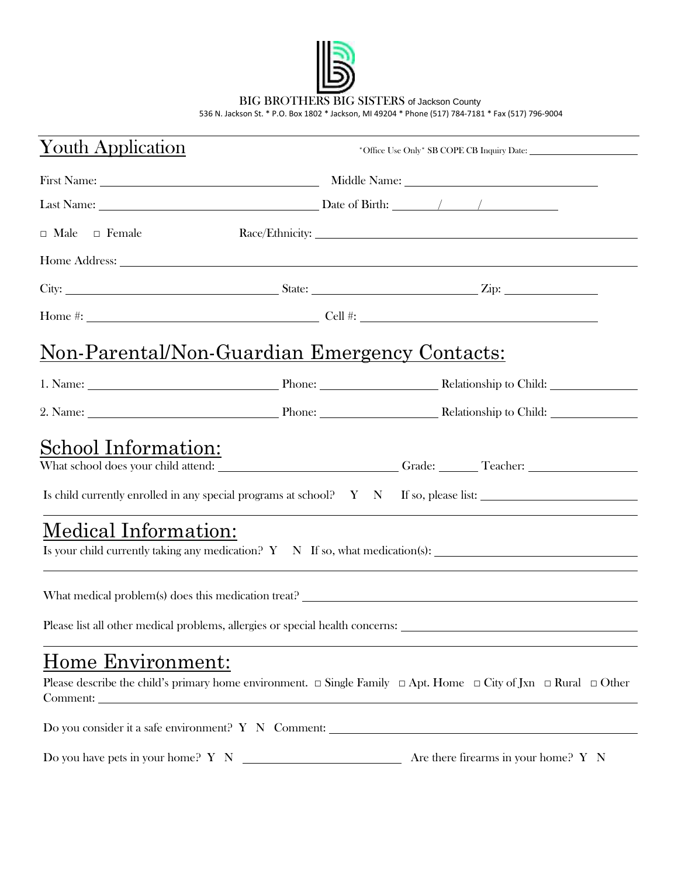BIG BROTHERS BIG SISTERS of Jackson County

536 N. Jackson St. * P.O. Box 1802 * Jackson, MI 49204 * Phone (517) 784-7181 * Fax (517) 796-9004

# Youth Application

*Office Use Only* SB COPE CB Inquiry Date: ____________________

First Name: ______________________________ Middle Name: ______________________________

Last Name: ______________________________ Date of Birth: ______/______/__________

□ Male □ Female Race/Ethnicity: ______________________________

Home Address: ______________________________

City: ______________________ State: ______________________ Zip: ______________

Home #: ______________________________ Cell #: ______________________________

## Non-Parental/Non-Guardian Emergency Contacts:

1. Name: ____________________ Phone: ______________ Relationship to Child: ____________

2. Name: ____________________ Phone: ______________ Relationship to Child: ____________

## School Information:

What school does your child attend: ______________________ Grade: ______ Teacher: ______________

Is child currently enrolled in any special programs at school? Y N If so, please list: ______________________

## Medical Information:

Is your child currently taking any medication? Y N If so, what medication(s): ______________________

What medical problem(s) does this medication treat? ______________________________

Please list all other medical problems, allergies or special health concerns: ______________________

## Home Environment:

Please describe the child's primary home environment. □ Single Family □ Apt. Home □ City of Jxn □ Rural □ Other

Comment: ______________________________

Do you consider it a safe environment? Y N Comment: ______________________________

Do you have pets in your home? Y N ______________________ Are there firearms in your home? Y N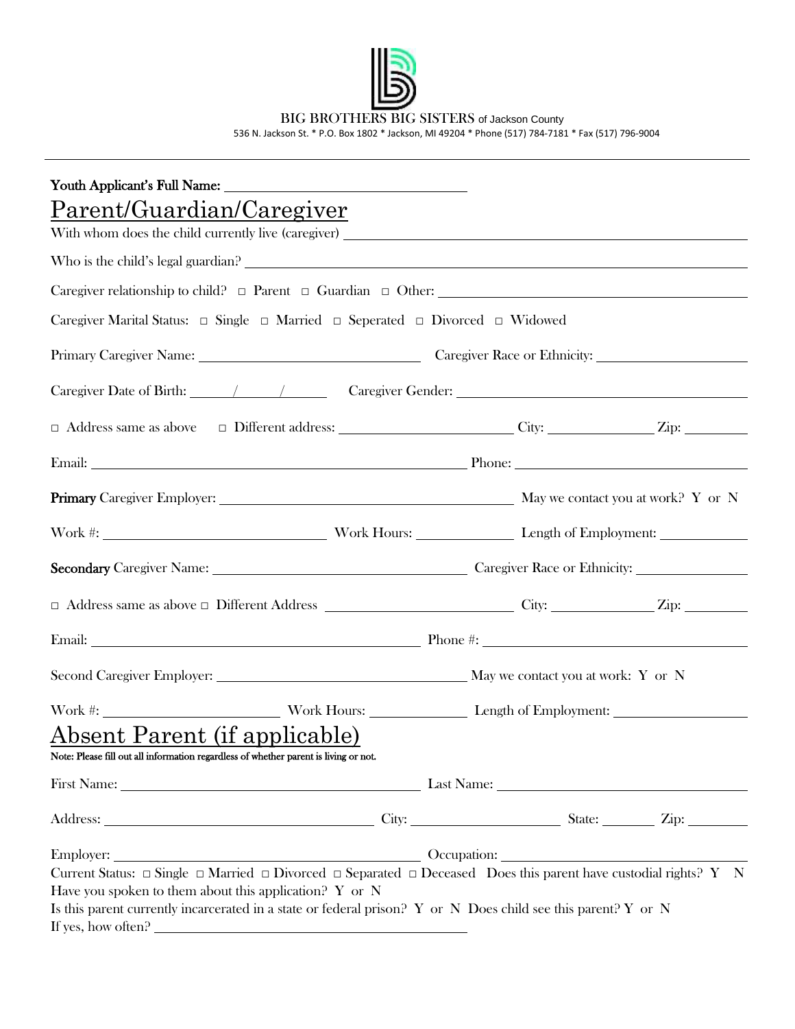BIG BROTHERS BIG SISTERS of Jackson County
536 N. Jackson St. * P.O. Box 1802 * Jackson, MI 49204 * Phone (517) 784-7181 * Fax (517) 796-9004

---

**Youth Applicant's Full Name:** ______________________________

## Parent/Guardian/Caregiver

With whom does the child currently live (caregiver) ______________________________

Who is the child's legal guardian? ______________________________

Caregiver relationship to child? □ Parent □ Guardian □ Other: ______________________________

Caregiver Marital Status: □ Single □ Married □ Seperated □ Divorced □ Widowed

Primary Caregiver Name: ______________________ Caregiver Race or Ethnicity: ______________________

Caregiver Date of Birth: _____/_____/_____ Caregiver Gender: ______________________

□ Address same as above □ Different address: ______________________ City: ____________ Zip: ________

Email: ______________________________ Phone: ______________________

**Primary** Caregiver Employer: ______________________________ May we contact you at work? Y or N

Work #: ______________________ Work Hours: ____________ Length of Employment: ____________

**Secondary** Caregiver Name: ______________________________ Caregiver Race or Ethnicity: ______________

□ Address same as above □ Different Address ______________________ City: ____________ Zip: ________

Email: ______________________________ Phone #: ______________________

Second Caregiver Employer: ______________________________ May we contact you at work: Y or N

Work #: ______________________ Work Hours: ____________ Length of Employment: ____________

## Absent Parent (if applicable)

**Note: Please fill out all information regardless of whether parent is living or not.**

First Name: ______________________________ Last Name: ______________________________

Address: ______________________________ City: ______________ State: ________ Zip: ________

Employer: ______________________________ Occupation: ______________________________

Current Status: □ Single □ Married □ Divorced □ Separated □ Deceased Does this parent have custodial rights? Y N

Have you spoken to them about this application? Y or N

Is this parent currently incarcerated in a state or federal prison? Y or N Does child see this parent? Y or N

If yes, how often? ______________________________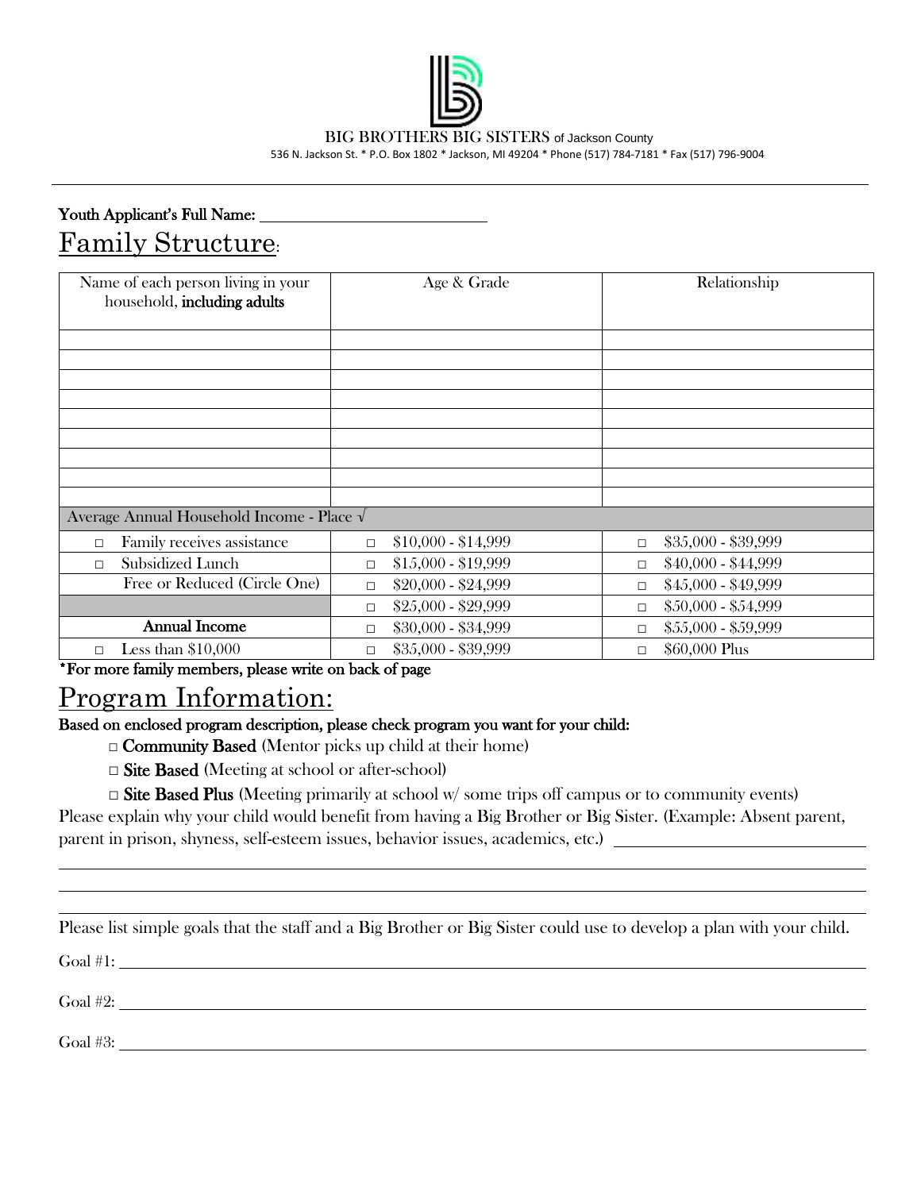BIG BROTHERS BIG SISTERS of Jackson County

536 N. Jackson St. * P.O. Box 1802 * Jackson, MI 49204 * Phone (517) 784-7181 * Fax (517) 796-9004

---

**Youth Applicant's Full Name:** ____________________________

# Family Structure:

| Name of each person living in your household, **including adults** | Age & Grade | Relationship |
|---|---|---|
| | | |
| | | |
| | | |
| | | |
| | | |
| | | |
| | | |
| | | |
| | | |
| Average Annual Household Income - Place √ | | |
| □ Family receives assistance | □ $10,000 - $14,999 | □ $35,000 - $39,999 |
| □ Subsidized Lunch | □ $15,000 - $19,999 | □ $40,000 - $44,999 |
| Free or Reduced (Circle One) | □ $20,000 - $24,999 | □ $45,000 - $49,999 |
| | □ $25,000 - $29,999 | □ $50,000 - $54,999 |
| **Annual Income** | □ $30,000 - $34,999 | □ $55,000 - $59,999 |
| □ Less than $10,000 | □ $35,000 - $39,999 | □ $60,000 Plus |

***For more family members, please write on back of page**

# Program Information:

**Based on enclosed program description, please check program you want for your child:**

□ **Community Based** (Mentor picks up child at their home)

□ **Site Based** (Meeting at school or after-school)

□ **Site Based Plus** (Meeting primarily at school w/ some trips off campus or to community events)

Please explain why your child would benefit from having a Big Brother or Big Sister. (Example: Absent parent, parent in prison, shyness, self-esteem issues, behavior issues, academics, etc.) ____________________________

______________________________________________________________________

______________________________________________________________________

______________________________________________________________________

Please list simple goals that the staff and a Big Brother or Big Sister could use to develop a plan with your child.

Goal #1: ______________________________________________________________

Goal #2: ______________________________________________________________

Goal #3: ______________________________________________________________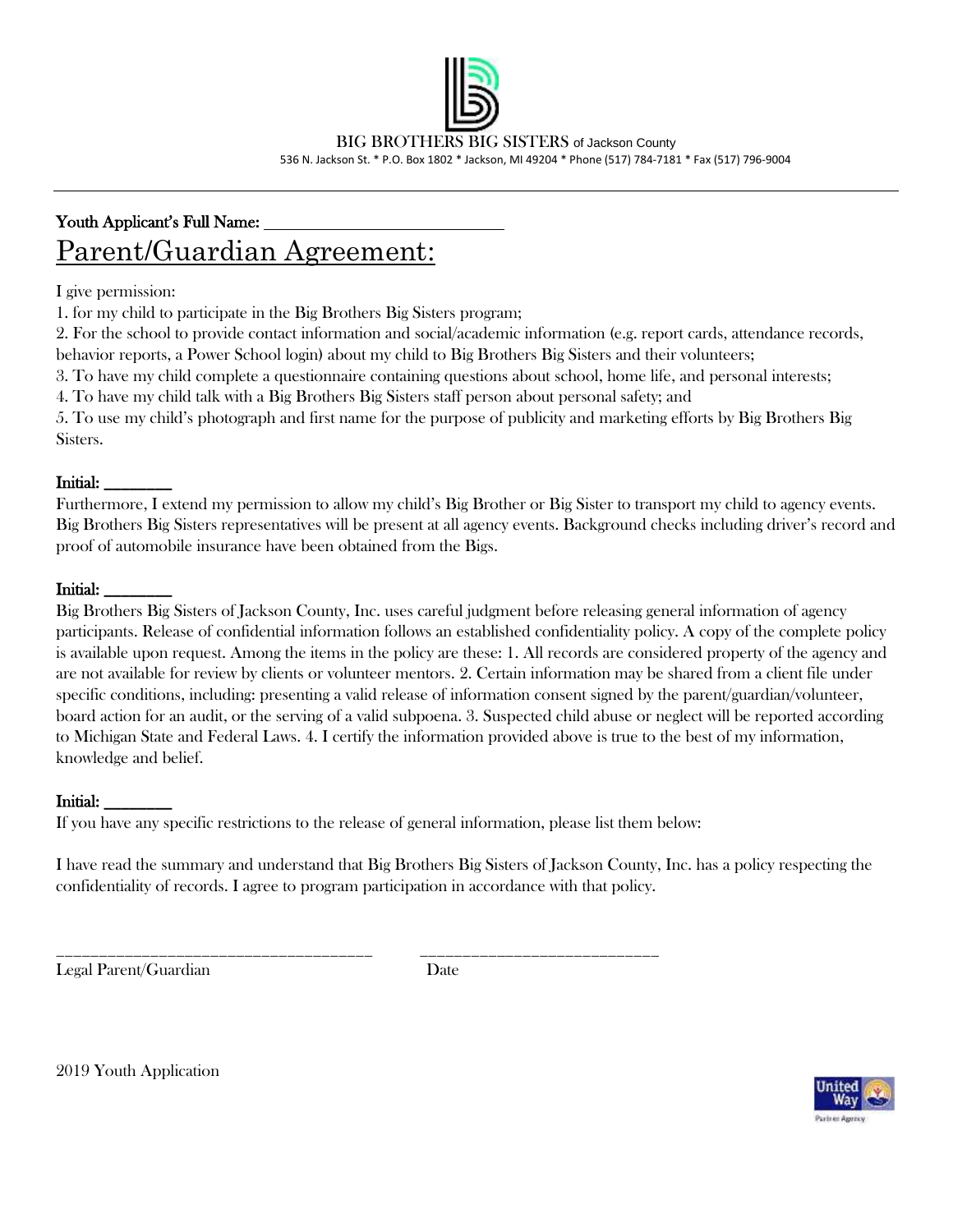BIG BROTHERS BIG SISTERS of Jackson County

536 N. Jackson St. * P.O. Box 1802 * Jackson, MI 49204 * Phone (517) 784-7181 * Fax (517) 796-9004

**Youth Applicant's Full Name:** ____________________________

# Parent/Guardian Agreement:

I give permission:

1. for my child to participate in the Big Brothers Big Sisters program;
2. For the school to provide contact information and social/academic information (e.g. report cards, attendance records, behavior reports, a Power School login) about my child to Big Brothers Big Sisters and their volunteers;
3. To have my child complete a questionnaire containing questions about school, home life, and personal interests;
4. To have my child talk with a Big Brothers Big Sisters staff person about personal safety; and
5. To use my child's photograph and first name for the purpose of publicity and marketing efforts by Big Brothers Big Sisters.

**Initial: ________**

Furthermore, I extend my permission to allow my child's Big Brother or Big Sister to transport my child to agency events. Big Brothers Big Sisters representatives will be present at all agency events. Background checks including driver's record and proof of automobile insurance have been obtained from the Bigs.

**Initial: ________**

Big Brothers Big Sisters of Jackson County, Inc. uses careful judgment before releasing general information of agency participants. Release of confidential information follows an established confidentiality policy. A copy of the complete policy is available upon request. Among the items in the policy are these: 1. All records are considered property of the agency and are not available for review by clients or volunteer mentors. 2. Certain information may be shared from a client file under specific conditions, including: presenting a valid release of information consent signed by the parent/guardian/volunteer, board action for an audit, or the serving of a valid subpoena. 3. Suspected child abuse or neglect will be reported according to Michigan State and Federal Laws. 4. I certify the information provided above is true to the best of my information, knowledge and belief.

**Initial: ________**

If you have any specific restrictions to the release of general information, please list them below:

I have read the summary and understand that Big Brothers Big Sisters of Jackson County, Inc. has a policy respecting the confidentiality of records. I agree to program participation in accordance with that policy.

____________________________________ ____________________________

Legal Parent/Guardian Date

2019 Youth Application

United Way Partner Agency